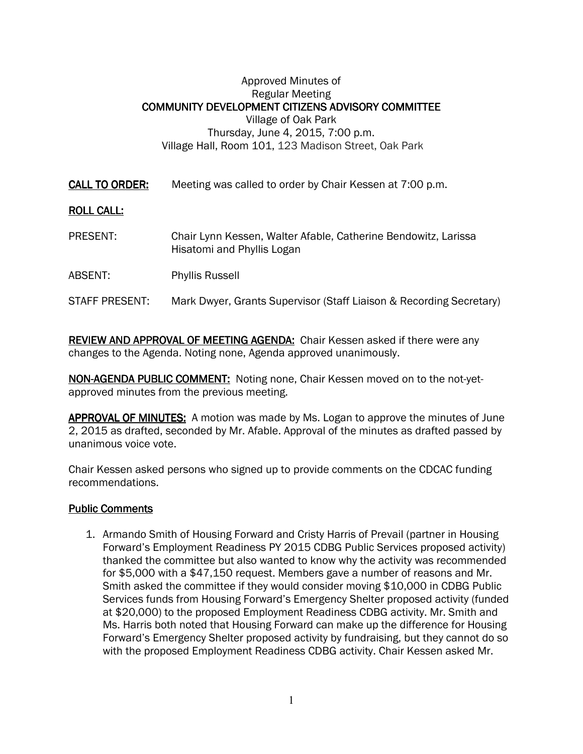Approved Minutes of
Regular Meeting
**COMMUNITY DEVELOPMENT CITIZENS ADVISORY COMMITTEE**
Village of Oak Park
Thursday, June 4, 2015, 7:00 p.m.
Village Hall, Room 101, 123 Madison Street, Oak Park

**CALL TO ORDER:** Meeting was called to order by Chair Kessen at 7:00 p.m.

**ROLL CALL:**

PRESENT: Chair Lynn Kessen, Walter Afable, Catherine Bendowitz, Larissa Hisatomi and Phyllis Logan

ABSENT: Phyllis Russell

STAFF PRESENT: Mark Dwyer, Grants Supervisor (Staff Liaison & Recording Secretary)

**REVIEW AND APPROVAL OF MEETING AGENDA:** Chair Kessen asked if there were any changes to the Agenda. Noting none, Agenda approved unanimously.

**NON-AGENDA PUBLIC COMMENT:** Noting none, Chair Kessen moved on to the not-yet-approved minutes from the previous meeting.

**APPROVAL OF MINUTES:** A motion was made by Ms. Logan to approve the minutes of June 2, 2015 as drafted, seconded by Mr. Afable. Approval of the minutes as drafted passed by unanimous voice vote.

Chair Kessen asked persons who signed up to provide comments on the CDCAC funding recommendations.

**Public Comments**

1. Armando Smith of Housing Forward and Cristy Harris of Prevail (partner in Housing Forward's Employment Readiness PY 2015 CDBG Public Services proposed activity) thanked the committee but also wanted to know why the activity was recommended for $5,000 with a $47,150 request. Members gave a number of reasons and Mr. Smith asked the committee if they would consider moving $10,000 in CDBG Public Services funds from Housing Forward's Emergency Shelter proposed activity (funded at $20,000) to the proposed Employment Readiness CDBG activity. Mr. Smith and Ms. Harris both noted that Housing Forward can make up the difference for Housing Forward's Emergency Shelter proposed activity by fundraising, but they cannot do so with the proposed Employment Readiness CDBG activity. Chair Kessen asked Mr.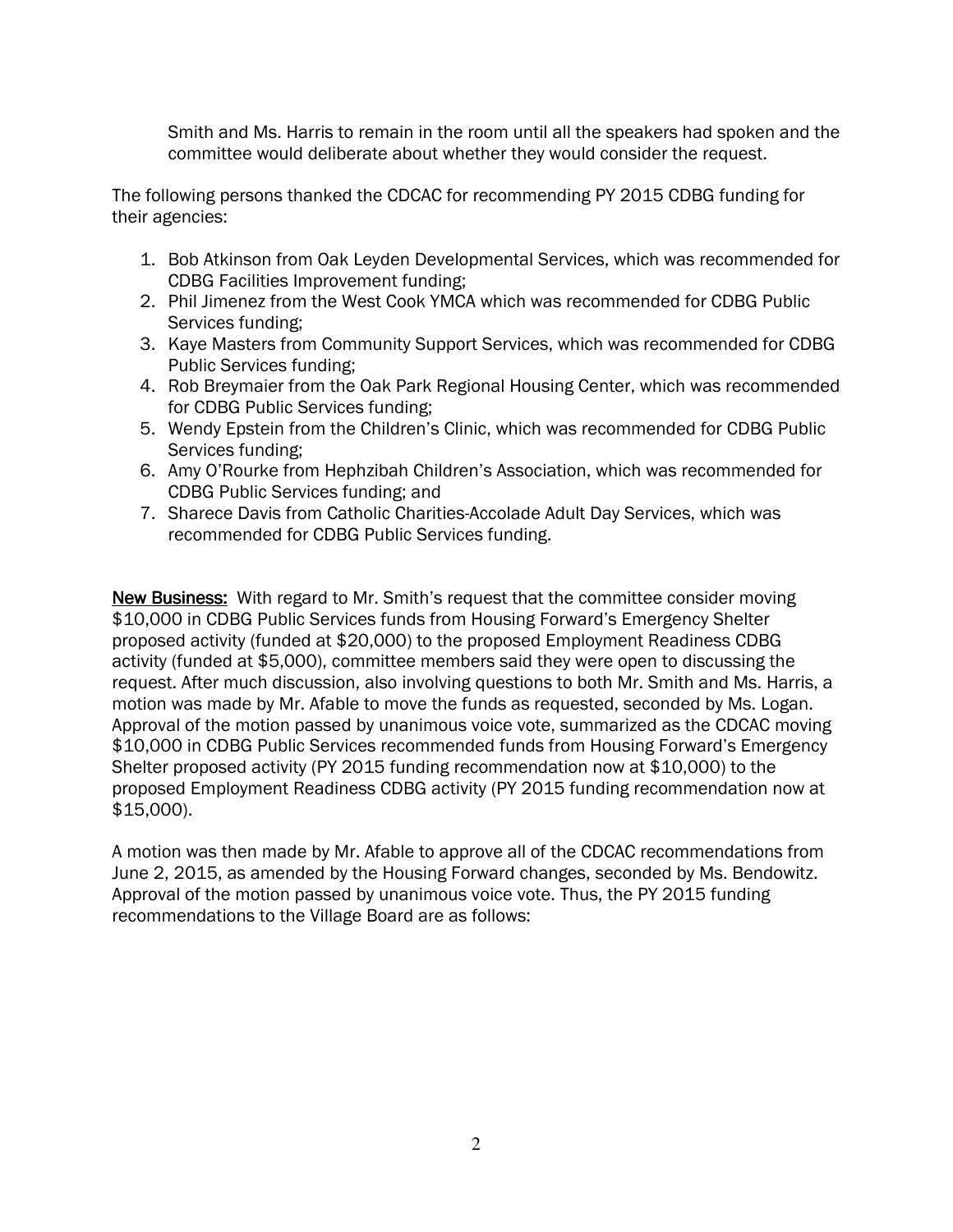Smith and Ms. Harris to remain in the room until all the speakers had spoken and the committee would deliberate about whether they would consider the request.

The following persons thanked the CDCAC for recommending PY 2015 CDBG funding for their agencies:

1. Bob Atkinson from Oak Leyden Developmental Services, which was recommended for CDBG Facilities Improvement funding;
2. Phil Jimenez from the West Cook YMCA which was recommended for CDBG Public Services funding;
3. Kaye Masters from Community Support Services, which was recommended for CDBG Public Services funding;
4. Rob Breymaier from the Oak Park Regional Housing Center, which was recommended for CDBG Public Services funding;
5. Wendy Epstein from the Children's Clinic, which was recommended for CDBG Public Services funding;
6. Amy O'Rourke from Hephzibah Children's Association, which was recommended for CDBG Public Services funding; and
7. Sharece Davis from Catholic Charities-Accolade Adult Day Services, which was recommended for CDBG Public Services funding.

**New Business:** With regard to Mr. Smith's request that the committee consider moving $10,000 in CDBG Public Services funds from Housing Forward's Emergency Shelter proposed activity (funded at $20,000) to the proposed Employment Readiness CDBG activity (funded at $5,000), committee members said they were open to discussing the request. After much discussion, also involving questions to both Mr. Smith and Ms. Harris, a motion was made by Mr. Afable to move the funds as requested, seconded by Ms. Logan. Approval of the motion passed by unanimous voice vote, summarized as the CDCAC moving $10,000 in CDBG Public Services recommended funds from Housing Forward's Emergency Shelter proposed activity (PY 2015 funding recommendation now at $10,000) to the proposed Employment Readiness CDBG activity (PY 2015 funding recommendation now at $15,000).

A motion was then made by Mr. Afable to approve all of the CDCAC recommendations from June 2, 2015, as amended by the Housing Forward changes, seconded by Ms. Bendowitz. Approval of the motion passed by unanimous voice vote. Thus, the PY 2015 funding recommendations to the Village Board are as follows: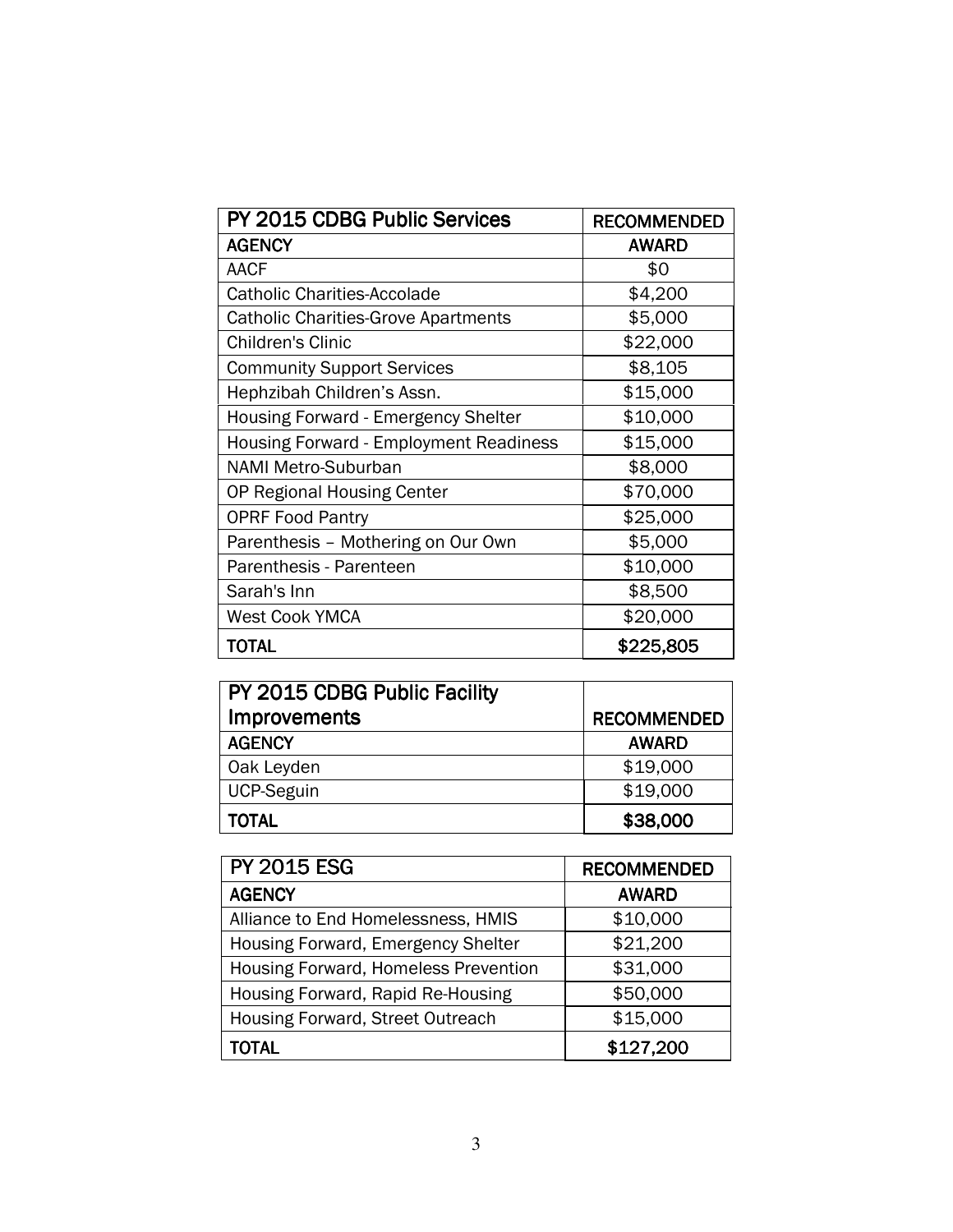| PY 2015 CDBG Public Services | RECOMMENDED |
| --- | --- |
| **AGENCY** | **AWARD** |
| AACF | $0 |
| Catholic Charities-Accolade | $4,200 |
| Catholic Charities-Grove Apartments | $5,000 |
| Children's Clinic | $22,000 |
| Community Support Services | $8,105 |
| Hephzibah Children's Assn. | $15,000 |
| Housing Forward - Emergency Shelter | $10,000 |
| Housing Forward - Employment Readiness | $15,000 |
| NAMI Metro-Suburban | $8,000 |
| OP Regional Housing Center | $70,000 |
| OPRF Food Pantry | $25,000 |
| Parenthesis – Mothering on Our Own | $5,000 |
| Parenthesis - Parenteen | $10,000 |
| Sarah's Inn | $8,500 |
| West Cook YMCA | $20,000 |
| **TOTAL** | **$225,805** |

| PY 2015 CDBG Public Facility Improvements | RECOMMENDED |
| --- | --- |
| **AGENCY** | **AWARD** |
| Oak Leyden | $19,000 |
| UCP-Seguin | $19,000 |
| **TOTAL** | **$38,000** |

| PY 2015 ESG | RECOMMENDED |
| --- | --- |
| **AGENCY** | **AWARD** |
| Alliance to End Homelessness, HMIS | $10,000 |
| Housing Forward, Emergency Shelter | $21,200 |
| Housing Forward, Homeless Prevention | $31,000 |
| Housing Forward, Rapid Re-Housing | $50,000 |
| Housing Forward, Street Outreach | $15,000 |
| **TOTAL** | **$127,200** |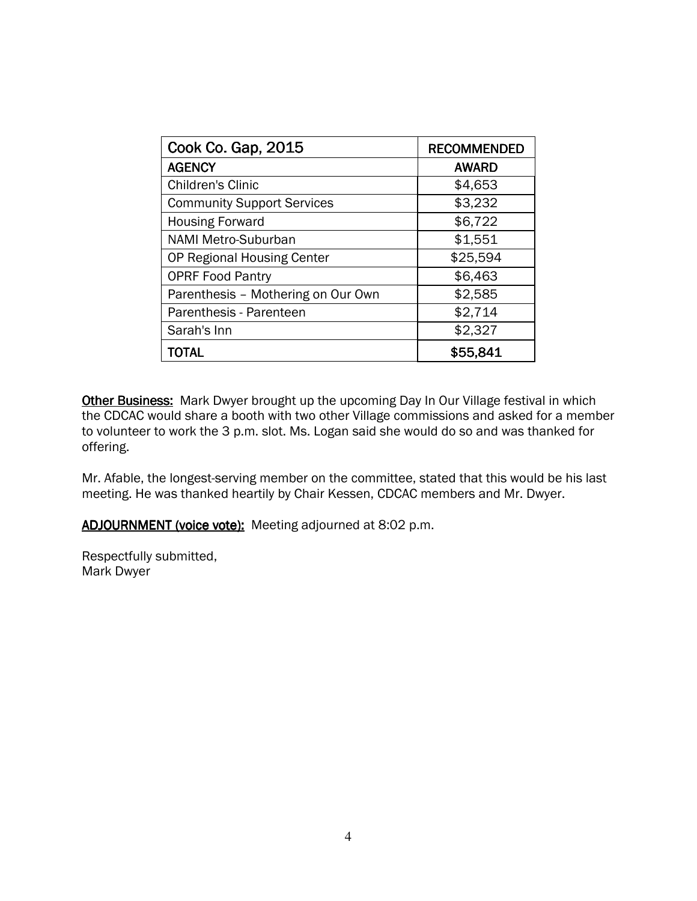| Cook Co. Gap, 2015 | RECOMMENDED |
| --- | --- |
| **AGENCY** | **AWARD** |
| Children's Clinic | $4,653 |
| Community Support Services | $3,232 |
| Housing Forward | $6,722 |
| NAMI Metro-Suburban | $1,551 |
| OP Regional Housing Center | $25,594 |
| OPRF Food Pantry | $6,463 |
| Parenthesis – Mothering on Our Own | $2,585 |
| Parenthesis - Parenteen | $2,714 |
| Sarah's Inn | $2,327 |
| **TOTAL** | **$55,841** |

**Other Business:** Mark Dwyer brought up the upcoming Day In Our Village festival in which the CDCAC would share a booth with two other Village commissions and asked for a member to volunteer to work the 3 p.m. slot. Ms. Logan said she would do so and was thanked for offering.

Mr. Afable, the longest-serving member on the committee, stated that this would be his last meeting. He was thanked heartily by Chair Kessen, CDCAC members and Mr. Dwyer.

**ADJOURNMENT (voice vote):** Meeting adjourned at 8:02 p.m.

Respectfully submitted,
Mark Dwyer